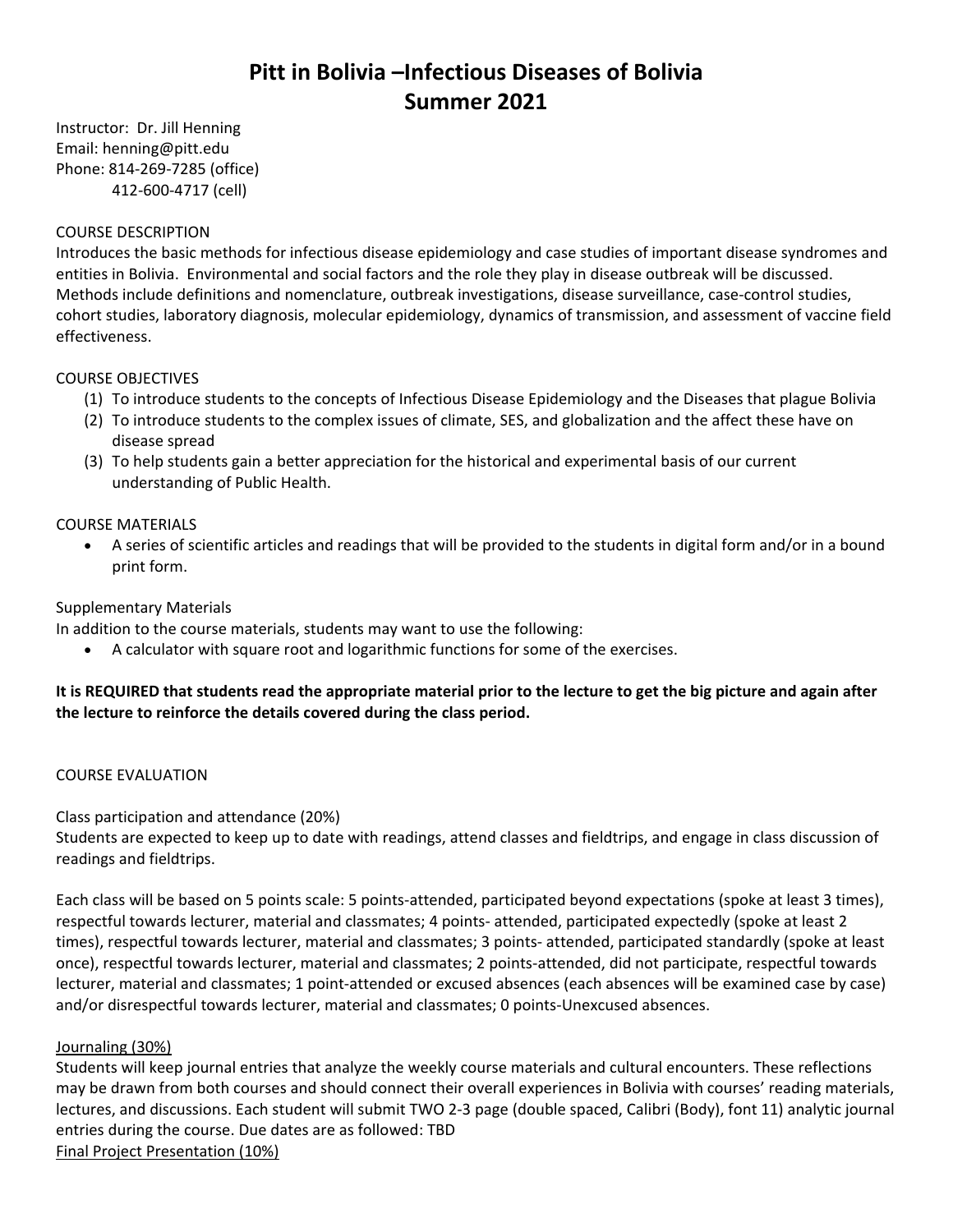# Pitt in Bolivia –Infectious Diseases of Bolivia
# Summer 2021

Instructor: Dr. Jill Henning
Email: henning@pitt.edu
Phone: 814-269-7285 (office)
412-600-4717 (cell)

COURSE DESCRIPTION
Introduces the basic methods for infectious disease epidemiology and case studies of important disease syndromes and entities in Bolivia. Environmental and social factors and the role they play in disease outbreak will be discussed. Methods include definitions and nomenclature, outbreak investigations, disease surveillance, case-control studies, cohort studies, laboratory diagnosis, molecular epidemiology, dynamics of transmission, and assessment of vaccine field effectiveness.

COURSE OBJECTIVES

(1) To introduce students to the concepts of Infectious Disease Epidemiology and the Diseases that plague Bolivia
(2) To introduce students to the complex issues of climate, SES, and globalization and the affect these have on disease spread
(3) To help students gain a better appreciation for the historical and experimental basis of our current understanding of Public Health.

COURSE MATERIALS

- A series of scientific articles and readings that will be provided to the students in digital form and/or in a bound print form.

Supplementary Materials
In addition to the course materials, students may want to use the following:

- A calculator with square root and logarithmic functions for some of the exercises.

**It is REQUIRED that students read the appropriate material prior to the lecture to get the big picture and again after the lecture to reinforce the details covered during the class period.**

COURSE EVALUATION

Class participation and attendance (20%)
Students are expected to keep up to date with readings, attend classes and fieldtrips, and engage in class discussion of readings and fieldtrips.

Each class will be based on 5 points scale: 5 points-attended, participated beyond expectations (spoke at least 3 times), respectful towards lecturer, material and classmates; 4 points- attended, participated expectedly (spoke at least 2 times), respectful towards lecturer, material and classmates; 3 points- attended, participated standardly (spoke at least once), respectful towards lecturer, material and classmates; 2 points-attended, did not participate, respectful towards lecturer, material and classmates; 1 point-attended or excused absences (each absences will be examined case by case) and/or disrespectful towards lecturer, material and classmates; 0 points-Unexcused absences.

<u>Journaling (30%)</u>
Students will keep journal entries that analyze the weekly course materials and cultural encounters. These reflections may be drawn from both courses and should connect their overall experiences in Bolivia with courses' reading materials, lectures, and discussions. Each student will submit TWO 2-3 page (double spaced, Calibri (Body), font 11) analytic journal entries during the course. Due dates are as followed: TBD

<u>Final Project Presentation (10%)</u>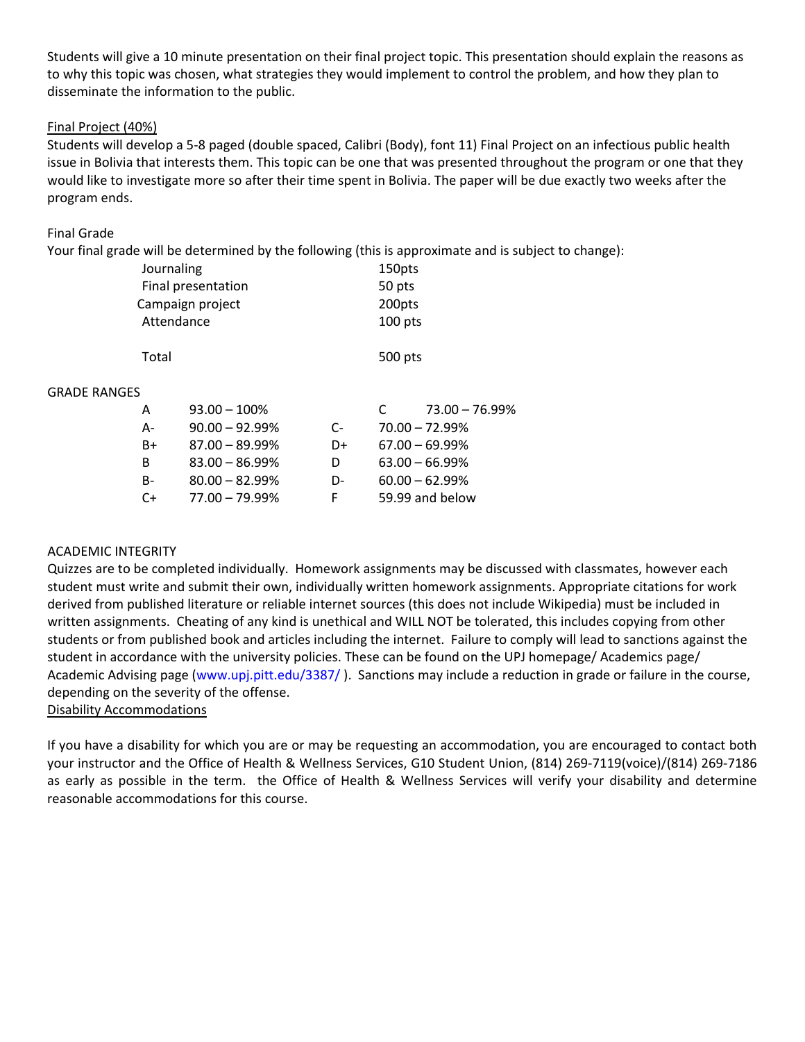Students will give a 10 minute presentation on their final project topic. This presentation should explain the reasons as to why this topic was chosen, what strategies they would implement to control the problem, and how they plan to disseminate the information to the public.

<u>Final Project (40%)</u>

Students will develop a 5-8 paged (double spaced, Calibri (Body), font 11) Final Project on an infectious public health issue in Bolivia that interests them. This topic can be one that was presented throughout the program or one that they would like to investigate more so after their time spent in Bolivia. The paper will be due exactly two weeks after the program ends.

Final Grade

Your final grade will be determined by the following (this is approximate and is subject to change):

| | |
|---|---|
| Journaling | 150pts |
| Final presentation | 50 pts |
| Campaign project | 200pts |
| Attendance | 100 pts |
| Total | 500 pts |

GRADE RANGES

| | | | |
|---|---|---|---|
| A | 93.00 – 100% | C | 73.00 – 76.99% |
| A- | 90.00 – 92.99% | C- | 70.00 – 72.99% |
| B+ | 87.00 – 89.99% | D+ | 67.00 – 69.99% |
| B | 83.00 – 86.99% | D | 63.00 – 66.99% |
| B- | 80.00 – 82.99% | D- | 60.00 – 62.99% |
| C+ | 77.00 – 79.99% | F | 59.99 and below |

ACADEMIC INTEGRITY

Quizzes are to be completed individually. Homework assignments may be discussed with classmates, however each student must write and submit their own, individually written homework assignments. Appropriate citations for work derived from published literature or reliable internet sources (this does not include Wikipedia) must be included in written assignments. Cheating of any kind is unethical and WILL NOT be tolerated, this includes copying from other students or from published book and articles including the internet. Failure to comply will lead to sanctions against the student in accordance with the university policies. These can be found on the UPJ homepage/ Academics page/ Academic Advising page (www.upj.pitt.edu/3387/ ). Sanctions may include a reduction in grade or failure in the course, depending on the severity of the offense.

<u>Disability Accommodations</u>

If you have a disability for which you are or may be requesting an accommodation, you are encouraged to contact both your instructor and the Office of Health & Wellness Services, G10 Student Union, (814) 269-7119(voice)/(814) 269-7186 as early as possible in the term. the Office of Health & Wellness Services will verify your disability and determine reasonable accommodations for this course.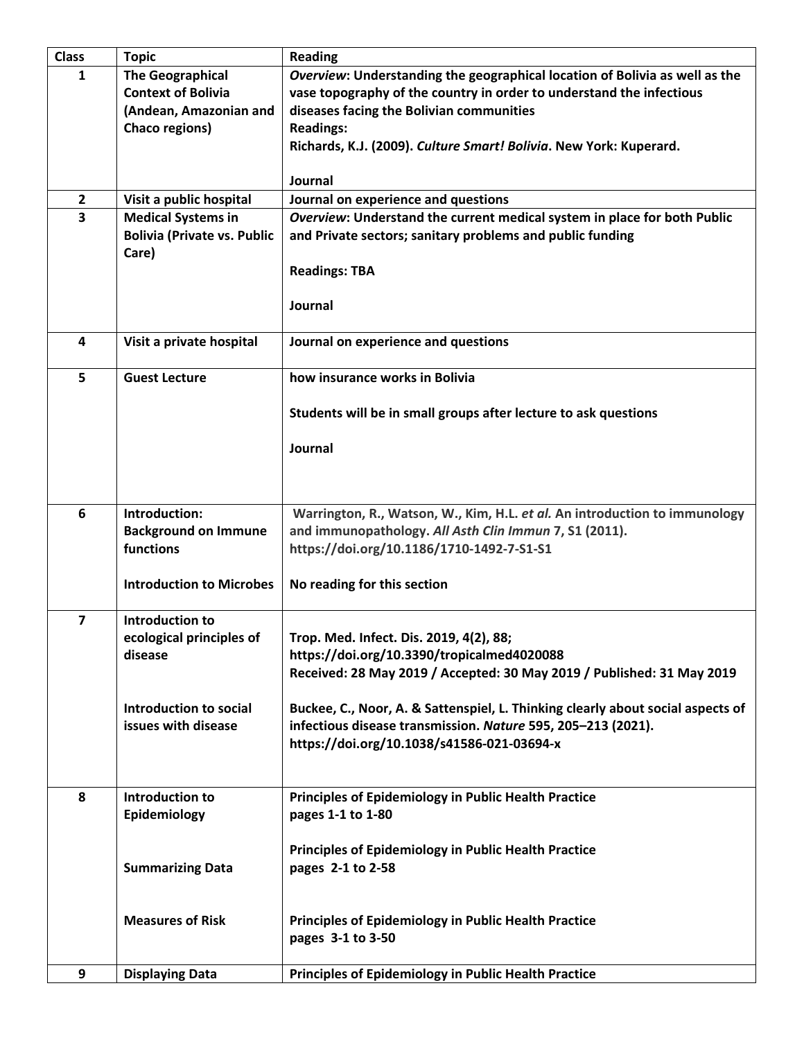| Class | Topic | Reading |
| --- | --- | --- |
| 1 | **The Geographical Context of Bolivia (Andean, Amazonian and Chaco regions)** | ***Overview*: Understanding the geographical location of Bolivia as well as the vase topography of the country in order to understand the infectious diseases facing the Bolivian communities**<br>**Readings:**<br>**Richards, K.J. (2009). *Culture Smart! Bolivia*. New York: Kuperard.**<br><br>**Journal** |
| 2 | **Visit a public hospital** | **Journal on experience and questions** |
| 3 | **Medical Systems in Bolivia (Private vs. Public Care)** | ***Overview*: Understand the current medical system in place for both Public and Private sectors; sanitary problems and public funding**<br><br>**Readings: TBA**<br><br>**Journal** |
| 4 | **Visit a private hospital** | **Journal on experience and questions** |
| 5 | **Guest Lecture** | **how insurance works in Bolivia**<br><br>**Students will be in small groups after lecture to ask questions**<br><br>**Journal** |
| 6 | **Introduction: Background on Immune functions**<br><br>**Introduction to Microbes** | **Warrington, R., Watson, W., Kim, H.L. *et al.* An introduction to immunology and immunopathology. *All Asth Clin Immun* 7, S1 (2011). https://doi.org/10.1186/1710-1492-7-S1-S1**<br><br>**No reading for this section** |
| 7 | **Introduction to ecological principles of disease**<br><br>**Introduction to social issues with disease** | **Trop. Med. Infect. Dis. 2019, 4(2), 88; https://doi.org/10.3390/tropicalmed4020088**<br>**Received: 28 May 2019 / Accepted: 30 May 2019 / Published: 31 May 2019**<br><br>**Buckee, C., Noor, A. & Sattenspiel, L. Thinking clearly about social aspects of infectious disease transmission. *Nature* 595, 205–213 (2021). https://doi.org/10.1038/s41586-021-03694-x** |
| 8 | **Introduction to Epidemiology**<br><br>**Summarizing Data**<br><br>**Measures of Risk** | **Principles of Epidemiology in Public Health Practice pages 1-1 to 1-80**<br><br>**Principles of Epidemiology in Public Health Practice pages 2-1 to 2-58**<br><br>**Principles of Epidemiology in Public Health Practice pages 3-1 to 3-50** |
| 9 | **Displaying Data** | **Principles of Epidemiology in Public Health Practice** |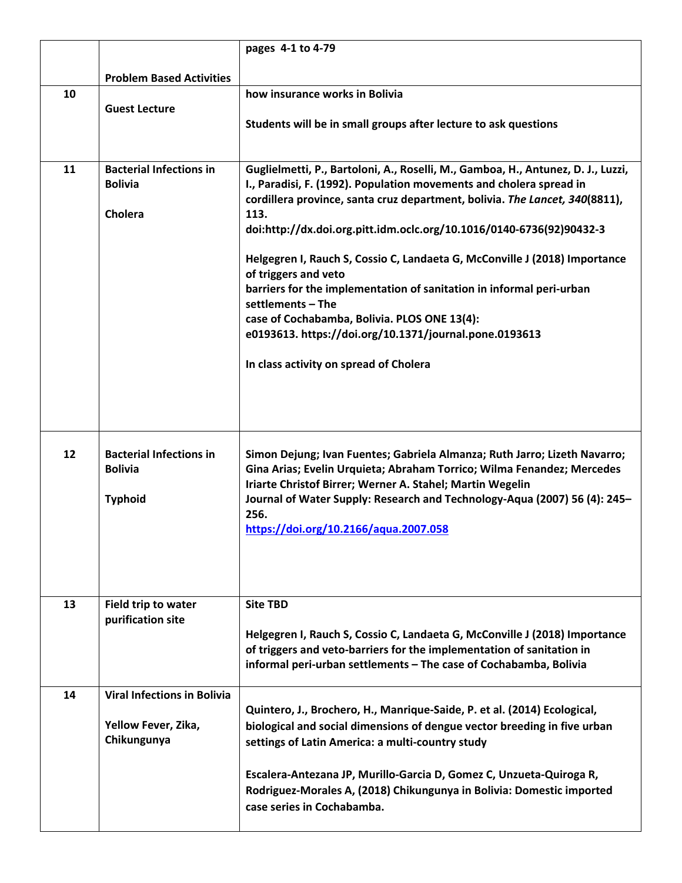| | | |
|---|---|---|
| | **Problem Based Activities** | **pages 4-1 to 4-79** |
| **10** | **Guest Lecture** | **how insurance works in Bolivia**<br><br>**Students will be in small groups after lecture to ask questions** |
| **11** | **Bacterial Infections in Bolivia**<br><br>**Cholera** | **Guglielmetti, P., Bartoloni, A., Roselli, M., Gamboa, H., Antunez, D. J., Luzzi, I., Paradisi, F. (1992). Population movements and cholera spread in cordillera province, santa cruz department, bolivia. *The Lancet, 340*(8811), 113. doi:http://dx.doi.org.pitt.idm.oclc.org/10.1016/0140-6736(92)90432-3**<br><br>**Helgegren I, Rauch S, Cossio C, Landaeta G, McConville J (2018) Importance of triggers and veto barriers for the implementation of sanitation in informal peri-urban settlements – The case of Cochabamba, Bolivia. PLOS ONE 13(4): e0193613. https://doi.org/10.1371/journal.pone.0193613**<br><br>**In class activity on spread of Cholera** |
| **12** | **Bacterial Infections in Bolivia**<br><br>**Typhoid** | **Simon Dejung; Ivan Fuentes; Gabriela Almanza; Ruth Jarro; Lizeth Navarro; Gina Arias; Evelin Urquieta; Abraham Torrico; Wilma Fenandez; Mercedes Iriarte Christof Birrer; Werner A. Stahel; Martin Wegelin Journal of Water Supply: Research and Technology-Aqua (2007) 56 (4): 245–256.**<br>**https://doi.org/10.2166/aqua.2007.058** |
| **13** | **Field trip to water purification site** | **Site TBD**<br><br>**Helgegren I, Rauch S, Cossio C, Landaeta G, McConville J (2018) Importance of triggers and veto-barriers for the implementation of sanitation in informal peri-urban settlements – The case of Cochabamba, Bolivia** |
| **14** | **Viral Infections in Bolivia**<br><br>**Yellow Fever, Zika, Chikungunya** | **Quintero, J., Brochero, H., Manrique-Saide, P. et al. (2014) Ecological, biological and social dimensions of dengue vector breeding in five urban settings of Latin America: a multi-country study**<br><br>**Escalera-Antezana JP, Murillo-Garcia D, Gomez C, Unzueta-Quiroga R, Rodriguez-Morales A, (2018) Chikungunya in Bolivia: Domestic imported case series in Cochabamba.** |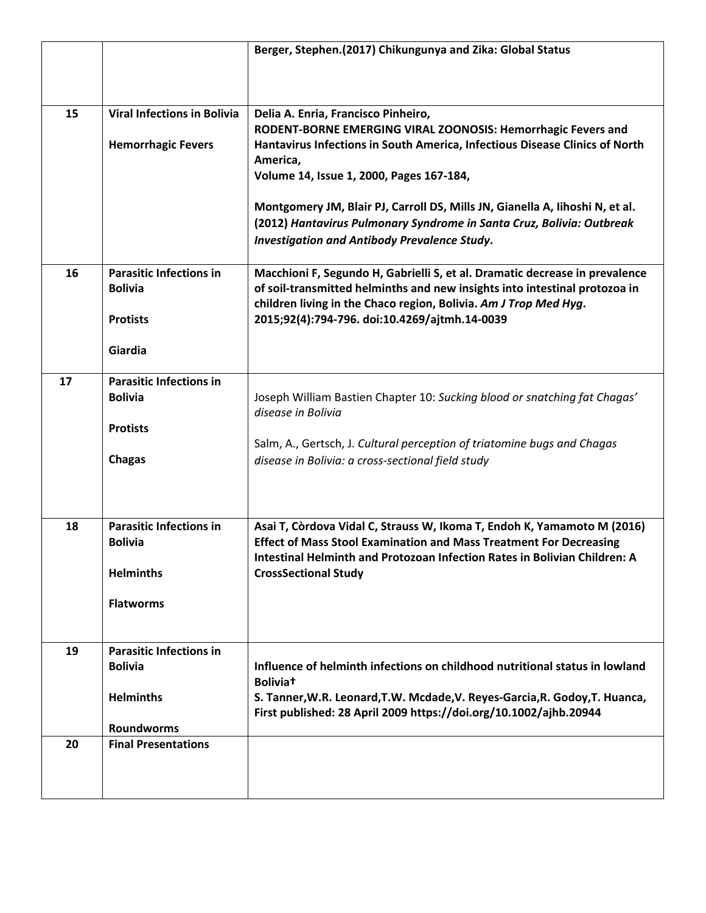| | | |
|---|---|---|
| | | **Berger, Stephen.(2017) Chikungunya and Zika: Global Status** |
| **15** | **Viral Infections in Bolivia**<br><br>**Hemorrhagic Fevers** | **Delia A. Enria, Francisco Pinheiro,**<br>**RODENT-BORNE EMERGING VIRAL ZOONOSIS: Hemorrhagic Fevers and Hantavirus Infections in South America, Infectious Disease Clinics of North America,**<br>**Volume 14, Issue 1, 2000, Pages 167-184,**<br><br>**Montgomery JM, Blair PJ, Carroll DS, Mills JN, Gianella A, Iihoshi N, et al. (2012)** ***Hantavirus Pulmonary Syndrome in Santa Cruz, Bolivia: Outbreak Investigation and Antibody Prevalence Study*****.** |
| **16** | **Parasitic Infections in Bolivia**<br><br>**Protists**<br><br>**Giardia** | **Macchioni F, Segundo H, Gabrielli S, et al. Dramatic decrease in prevalence of soil-transmitted helminths and new insights into intestinal protozoa in children living in the Chaco region, Bolivia.** ***Am J Trop Med Hyg*****. 2015;92(4):794-796. doi:10.4269/ajtmh.14-0039** |
| **17** | **Parasitic Infections in Bolivia**<br><br>**Protists**<br><br>**Chagas** | Joseph William Bastien Chapter 10: *Sucking blood or snatching fat Chagas' disease in Bolivia*<br><br>Salm, A., Gertsch, J. *Cultural perception of triatomine bugs and Chagas disease in Bolivia: a cross-sectional field study* |
| **18** | **Parasitic Infections in Bolivia**<br><br>**Helminths**<br><br>**Flatworms** | **Asai T, Còrdova Vidal C, Strauss W, Ikoma T, Endoh K, Yamamoto M (2016) Effect of Mass Stool Examination and Mass Treatment For Decreasing Intestinal Helminth and Protozoan Infection Rates in Bolivian Children: A CrossSectional Study** |
| **19** | **Parasitic Infections in Bolivia**<br><br>**Helminths**<br><br>**Roundworms** | **Influence of helminth infections on childhood nutritional status in lowland Bolivia†**<br>**S. Tanner,W.R. Leonard,T.W. Mcdade,V. Reyes-Garcia,R. Godoy,T. Huanca, First published: 28 April 2009 https://doi.org/10.1002/ajhb.20944** |
| **20** | **Final Presentations** | |